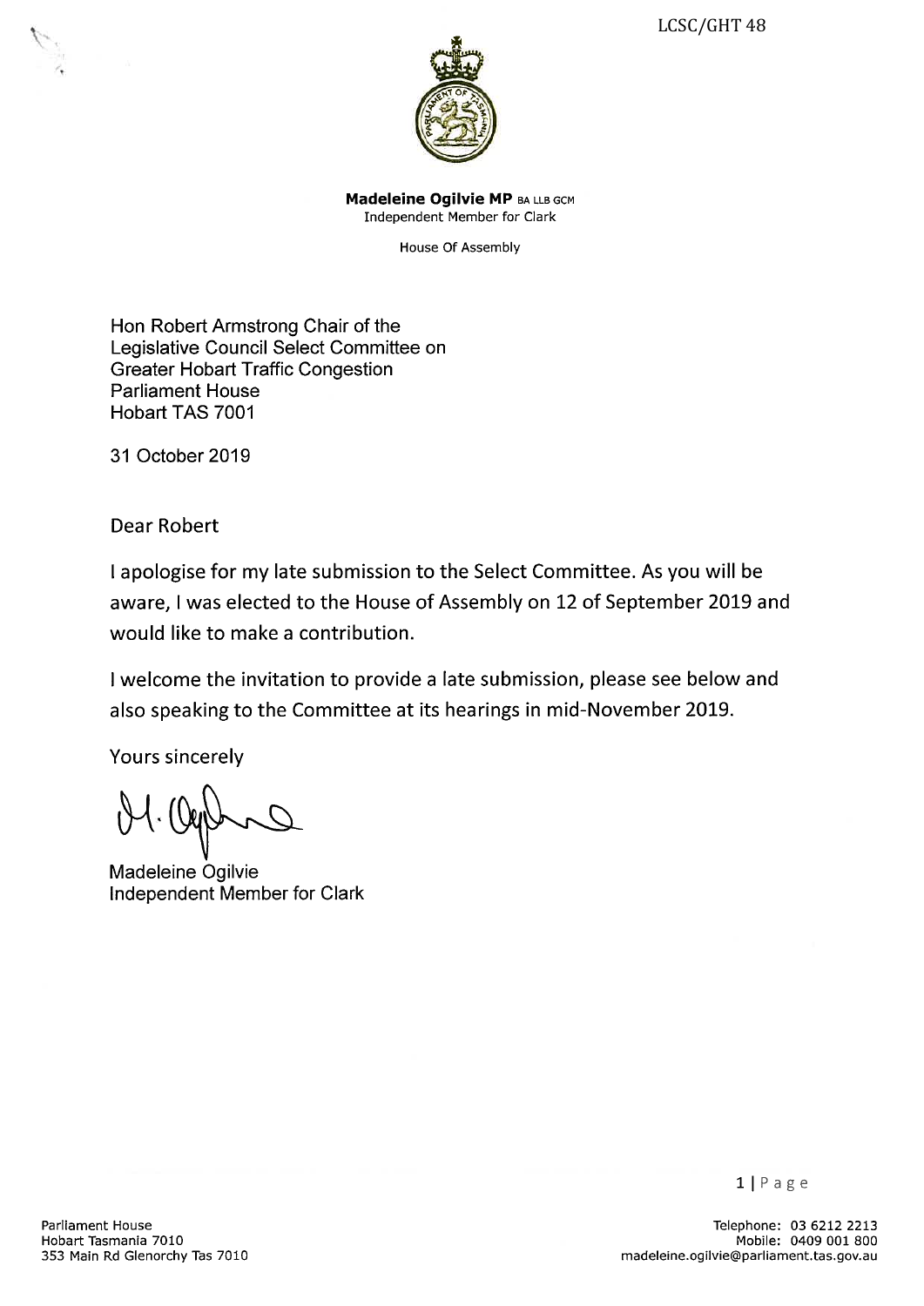LCSC/GHT 48

**Madeleine Ogilvie MP** BA LLB GCM
Independent Member for Clark

House Of Assembly

Hon Robert Armstrong Chair of the
Legislative Council Select Committee on
Greater Hobart Traffic Congestion
Parliament House
Hobart TAS 7001

31 October 2019

Dear Robert

I apologise for my late submission to the Select Committee. As you will be aware, I was elected to the House of Assembly on 12 of September 2019 and would like to make a contribution.

I welcome the invitation to provide a late submission, please see below and also speaking to the Committee at its hearings in mid-November 2019.

Yours sincerely

Madeleine Ogilvie
Independent Member for Clark

Parliament House
Hobart Tasmania 7010
353 Main Rd Glenorchy Tas 7010

Telephone: 03 6212 2213
Mobile: 0409 001 800
madeleine.ogilvie@parliament.tas.gov.au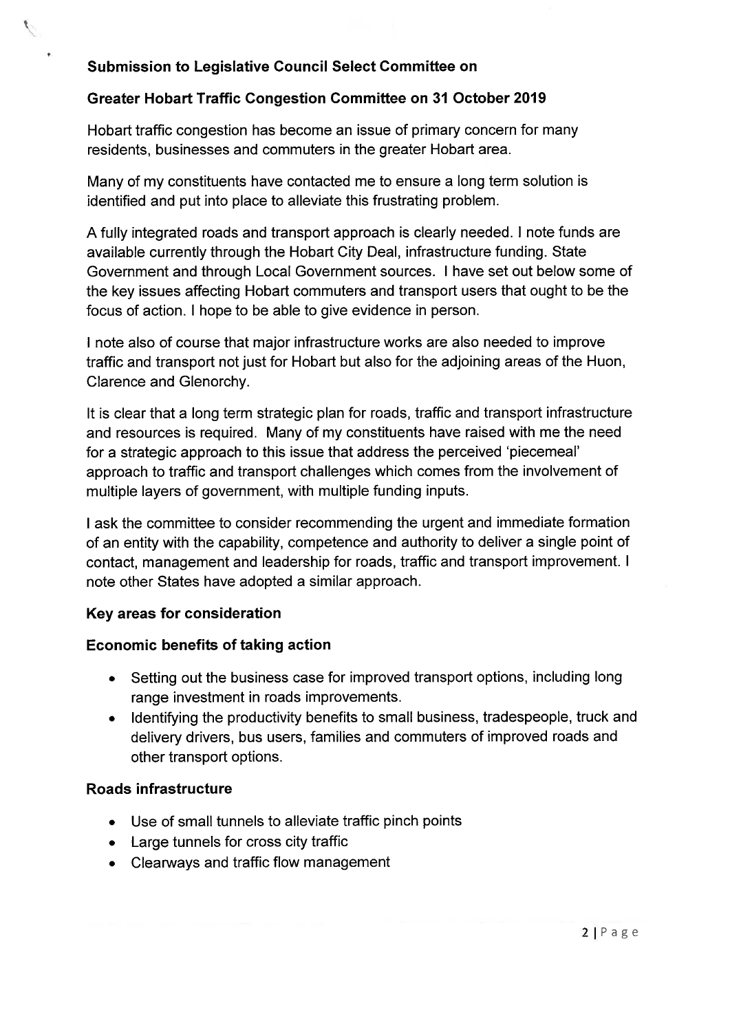**Submission to Legislative Council Select Committee on**

**Greater Hobart Traffic Congestion Committee on 31 October 2019**

Hobart traffic congestion has become an issue of primary concern for many residents, businesses and commuters in the greater Hobart area.

Many of my constituents have contacted me to ensure a long term solution is identified and put into place to alleviate this frustrating problem.

A fully integrated roads and transport approach is clearly needed. I note funds are available currently through the Hobart City Deal, infrastructure funding. State Government and through Local Government sources. I have set out below some of the key issues affecting Hobart commuters and transport users that ought to be the focus of action. I hope to be able to give evidence in person.

I note also of course that major infrastructure works are also needed to improve traffic and transport not just for Hobart but also for the adjoining areas of the Huon, Clarence and Glenorchy.

It is clear that a long term strategic plan for roads, traffic and transport infrastructure and resources is required. Many of my constituents have raised with me the need for a strategic approach to this issue that address the perceived 'piecemeal' approach to traffic and transport challenges which comes from the involvement of multiple layers of government, with multiple funding inputs.

I ask the committee to consider recommending the urgent and immediate formation of an entity with the capability, competence and authority to deliver a single point of contact, management and leadership for roads, traffic and transport improvement. I note other States have adopted a similar approach.

**Key areas for consideration**

**Economic benefits of taking action**

- Setting out the business case for improved transport options, including long range investment in roads improvements.
- Identifying the productivity benefits to small business, tradespeople, truck and delivery drivers, bus users, families and commuters of improved roads and other transport options.

**Roads infrastructure**

- Use of small tunnels to alleviate traffic pinch points
- Large tunnels for cross city traffic
- Clearways and traffic flow management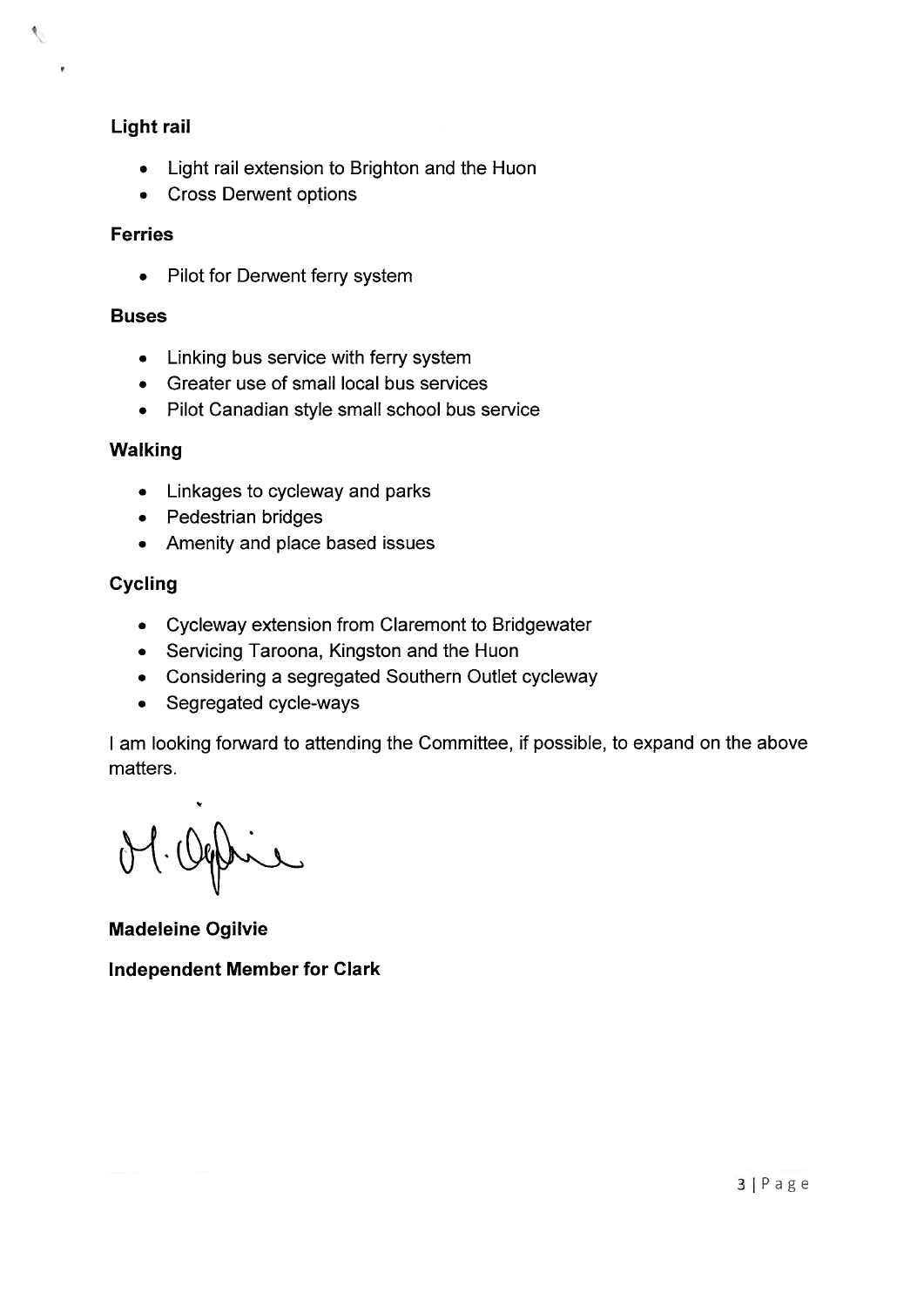**Light rail**

- Light rail extension to Brighton and the Huon
- Cross Derwent options

**Ferries**

- Pilot for Derwent ferry system

**Buses**

- Linking bus service with ferry system
- Greater use of small local bus services
- Pilot Canadian style small school bus service

**Walking**

- Linkages to cycleway and parks
- Pedestrian bridges
- Amenity and place based issues

**Cycling**

- Cycleway extension from Claremont to Bridgewater
- Servicing Taroona, Kingston and the Huon
- Considering a segregated Southern Outlet cycleway
- Segregated cycle-ways

I am looking forward to attending the Committee, if possible, to expand on the above matters.

**Madeleine Ogilvie**

**Independent Member for Clark**